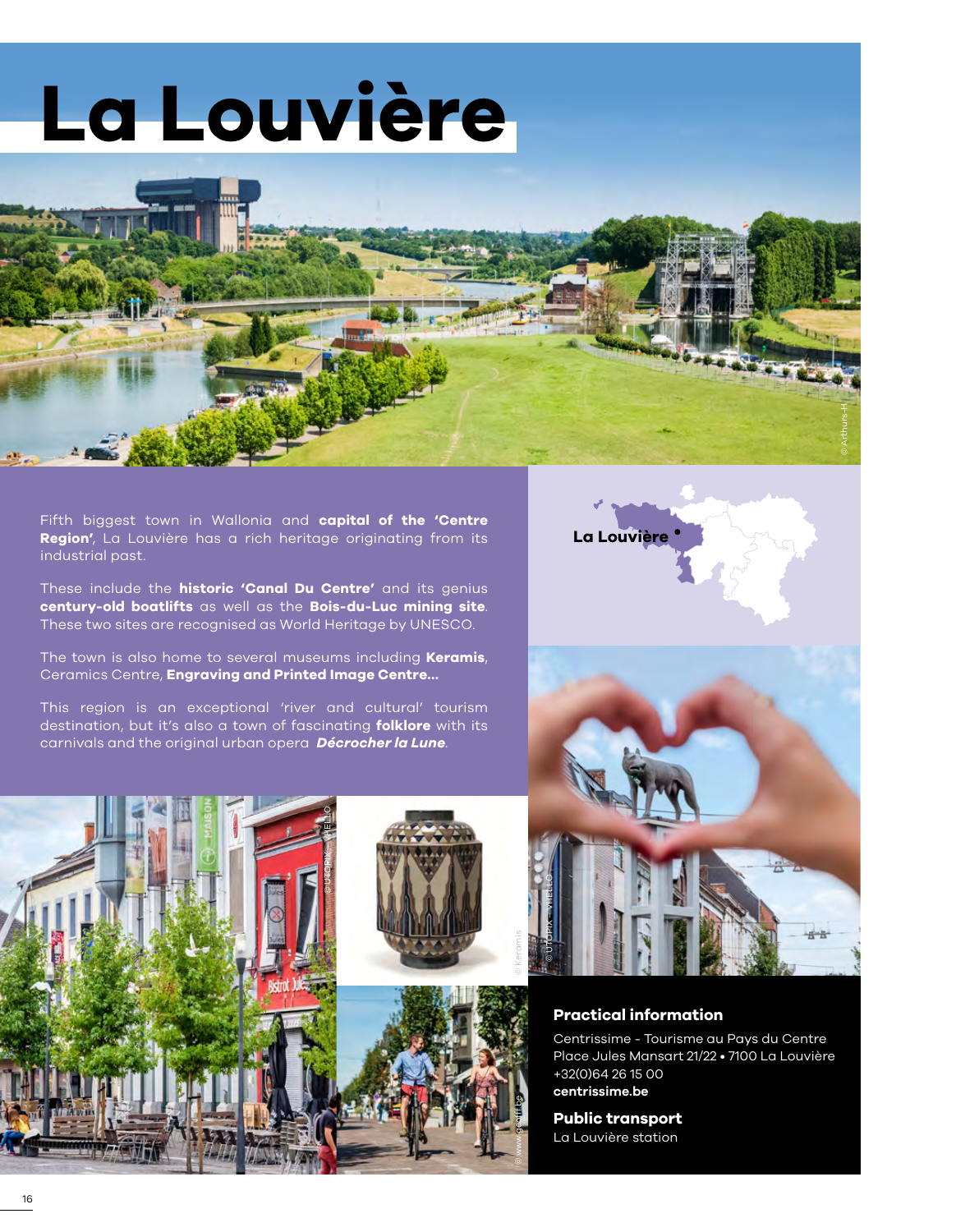# La Louvière

Fifth biggest town in Wallonia and **capital of the 'Centre Region'**, La Louvière has a rich heritage originating from its industrial past.

These include the **historic 'Canal Du Centre'** and its genius **century-old boatlifts** as well as the **Bois-du-Luc mining site**. These two sites are recognised as World Heritage by UNESCO.

The town is also home to several museums including **Keramis**, Ceramics Centre, **Engraving and Printed Image Centre...**

This region is an exceptional 'river and cultural' tourism destination, but it's also a town of fascinating **folklore** with its carnivals and the original urban opera ***Décrocher la Lune***.

La Louvière

## Practical information

Centrissime - Tourisme au Pays du Centre
Place Jules Mansart 21/22 • 7100 La Louvière
+32(0)64 26 15 00
**centrissime.be**

## Public transport

La Louvière station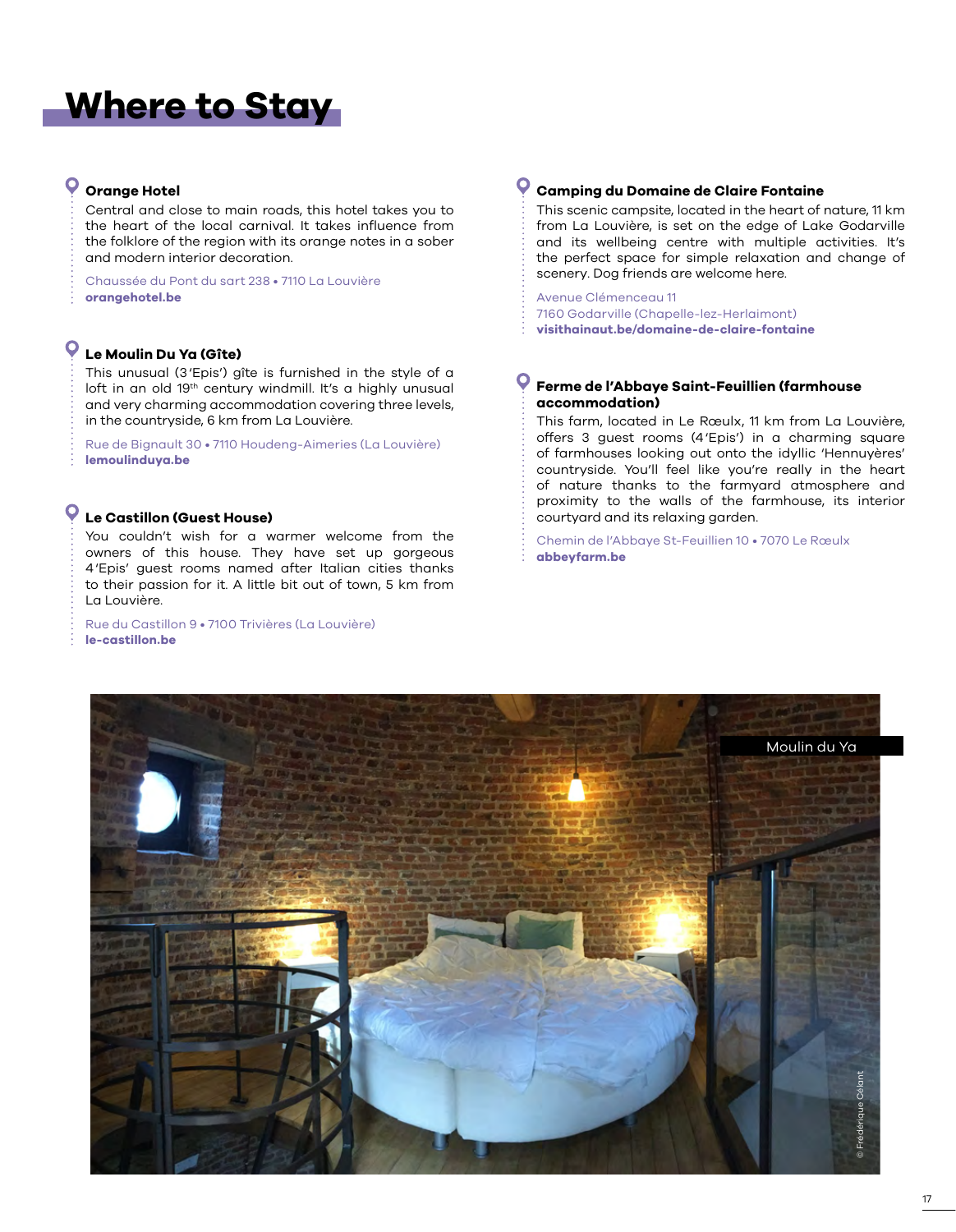# Where to Stay

### Orange Hotel

Central and close to main roads, this hotel takes you to the heart of the local carnival. It takes influence from the folklore of the region with its orange notes in a sober and modern interior decoration.

Chaussée du Pont du sart 238 • 7110 La Louvière
**orangehotel.be**

### Le Moulin Du Ya (Gîte)

This unusual (3'Epis') gîte is furnished in the style of a loft in an old 19th century windmill. It's a highly unusual and very charming accommodation covering three levels, in the countryside, 6 km from La Louvière.

Rue de Bignault 30 • 7110 Houdeng-Aimeries (La Louvière)
**lemoulinduya.be**

### Le Castillon (Guest House)

You couldn't wish for a warmer welcome from the owners of this house. They have set up gorgeous 4'Epis' guest rooms named after Italian cities thanks to their passion for it. A little bit out of town, 5 km from La Louvière.

Rue du Castillon 9 • 7100 Trivières (La Louvière)
**le-castillon.be**

### Camping du Domaine de Claire Fontaine

This scenic campsite, located in the heart of nature, 11 km from La Louvière, is set on the edge of Lake Godarville and its wellbeing centre with multiple activities. It's the perfect space for simple relaxation and change of scenery. Dog friends are welcome here.

Avenue Clémenceau 11
7160 Godarville (Chapelle-lez-Herlaimont)
**visithainaut.be/domaine-de-claire-fontaine**

### Ferme de l'Abbaye Saint-Feuillien (farmhouse accommodation)

This farm, located in Le Rœulx, 11 km from La Louvière, offers 3 guest rooms (4'Epis') in a charming square of farmhouses looking out onto the idyllic 'Hennuyères' countryside. You'll feel like you're really in the heart of nature thanks to the farmyard atmosphere and proximity to the walls of the farmhouse, its interior courtyard and its relaxing garden.

Chemin de l'Abbaye St-Feuillien 10 • 7070 Le Rœulx
**abbeyfarm.be**

Moulin du Ya

© Frédérique Célant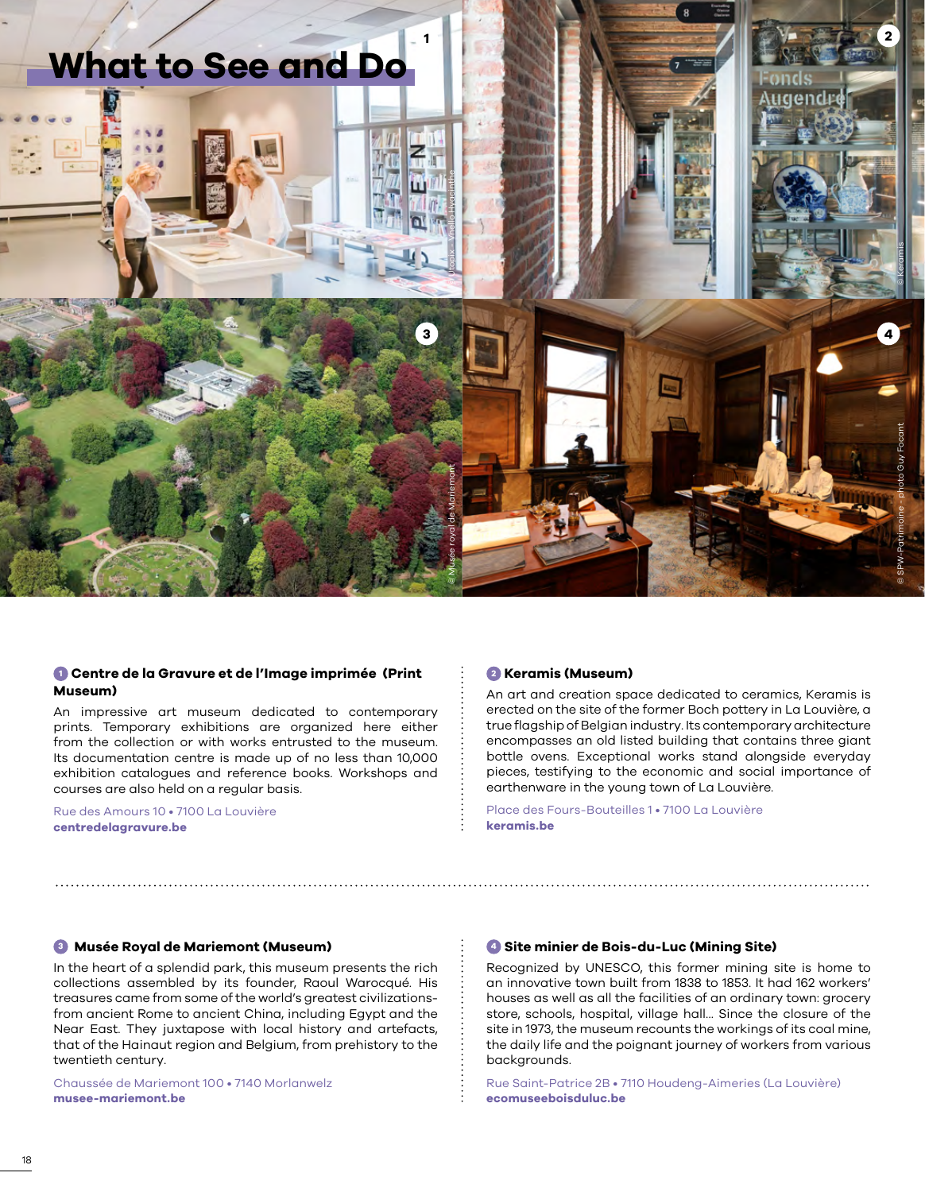# What to See and Do

### 1 Centre de la Gravure et de l'Image imprimée (Print Museum)

An impressive art museum dedicated to contemporary prints. Temporary exhibitions are organized here either from the collection or with works entrusted to the museum. Its documentation centre is made up of no less than 10,000 exhibition catalogues and reference books. Workshops and courses are also held on a regular basis.

Rue des Amours 10 • 7100 La Louvière
**centredelagravure.be**

### 2 Keramis (Museum)

An art and creation space dedicated to ceramics, Keramis is erected on the site of the former Boch pottery in La Louvière, a true flagship of Belgian industry. Its contemporary architecture encompasses an old listed building that contains three giant bottle ovens. Exceptional works stand alongside everyday pieces, testifying to the economic and social importance of earthenware in the young town of La Louvière.

Place des Fours-Bouteilles 1 • 7100 La Louvière
**keramis.be**

### 3 Musée Royal de Mariemont (Museum)

In the heart of a splendid park, this museum presents the rich collections assembled by its founder, Raoul Warocqué. His treasures came from some of the world's greatest civilizations-from ancient Rome to ancient China, including Egypt and the Near East. They juxtapose with local history and artefacts, that of the Hainaut region and Belgium, from prehistory to the twentieth century.

Chaussée de Mariemont 100 • 7140 Morlanwelz
**musee-mariemont.be**

### 4 Site minier de Bois-du-Luc (Mining Site)

Recognized by UNESCO, this former mining site is home to an innovative town built from 1838 to 1853. It had 162 workers' houses as well as all the facilities of an ordinary town: grocery store, schools, hospital, village hall... Since the closure of the site in 1973, the museum recounts the workings of its coal mine, the daily life and the poignant journey of workers from various backgrounds.

Rue Saint-Patrice 2B • 7110 Houdeng-Aimeries (La Louvière)
**ecomuseeboisduluc.be**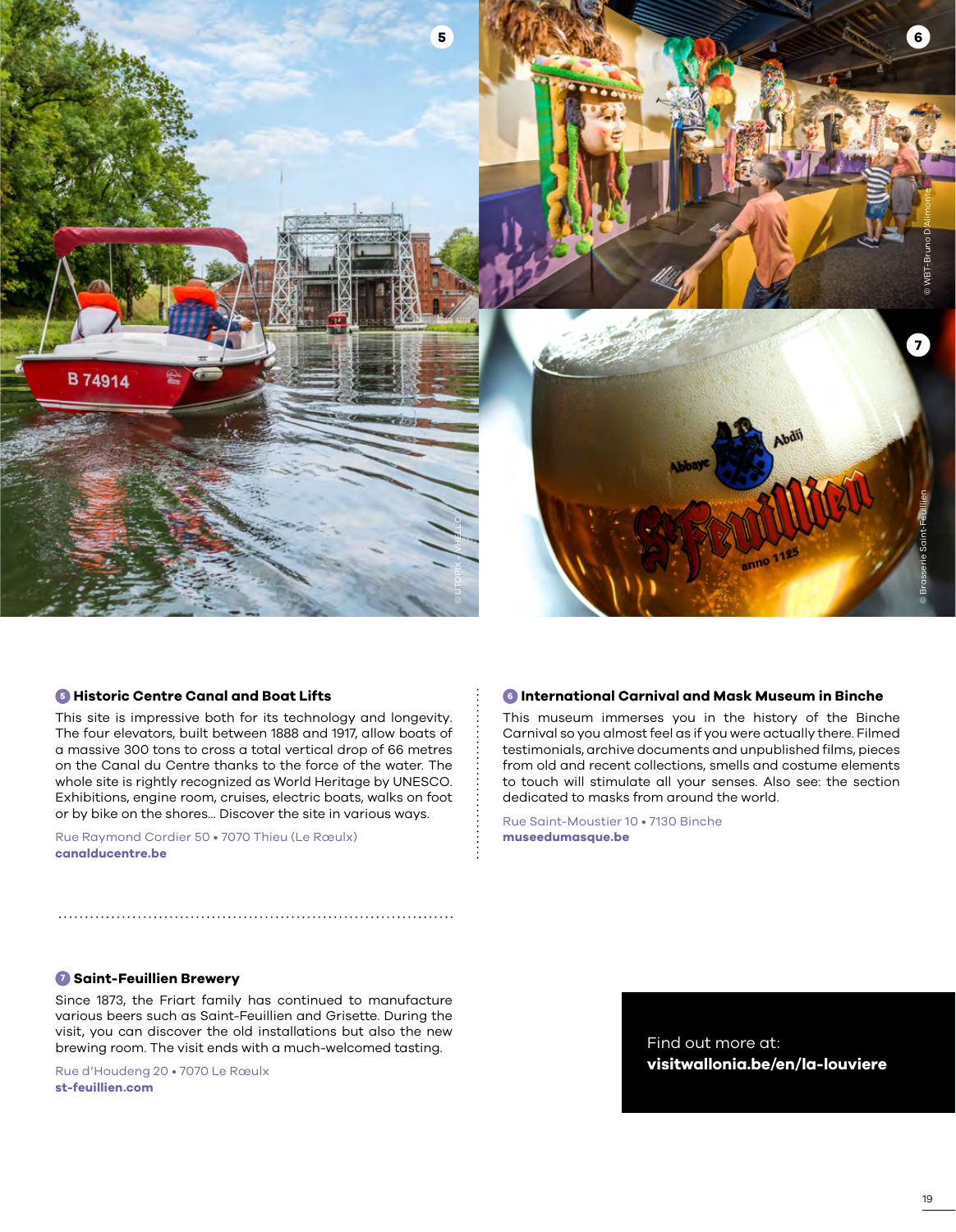### 5 Historic Centre Canal and Boat Lifts

This site is impressive both for its technology and longevity. The four elevators, built between 1888 and 1917, allow boats of a massive 300 tons to cross a total vertical drop of 66 metres on the Canal du Centre thanks to the force of the water. The whole site is rightly recognized as World Heritage by UNESCO. Exhibitions, engine room, cruises, electric boats, walks on foot or by bike on the shores... Discover the site in various ways.

Rue Raymond Cordier 50 • 7070 Thieu (Le Rœulx)
**canalducentre.be**

### 6 International Carnival and Mask Museum in Binche

This museum immerses you in the history of the Binche Carnival so you almost feel as if you were actually there. Filmed testimonials, archive documents and unpublished films, pieces from old and recent collections, smells and costume elements to touch will stimulate all your senses. Also see: the section dedicated to masks from around the world.

Rue Saint-Moustier 10 • 7130 Binche
**museedumasque.be**

### 7 Saint-Feuillien Brewery

Since 1873, the Friart family has continued to manufacture various beers such as Saint-Feuillien and Grisette. During the visit, you can discover the old installations but also the new brewing room. The visit ends with a much-welcomed tasting.

Rue d'Houdeng 20 • 7070 Le Rœulx
**st-feuillien.com**

Find out more at:
**visitwallonia.be/en/la-louviere**